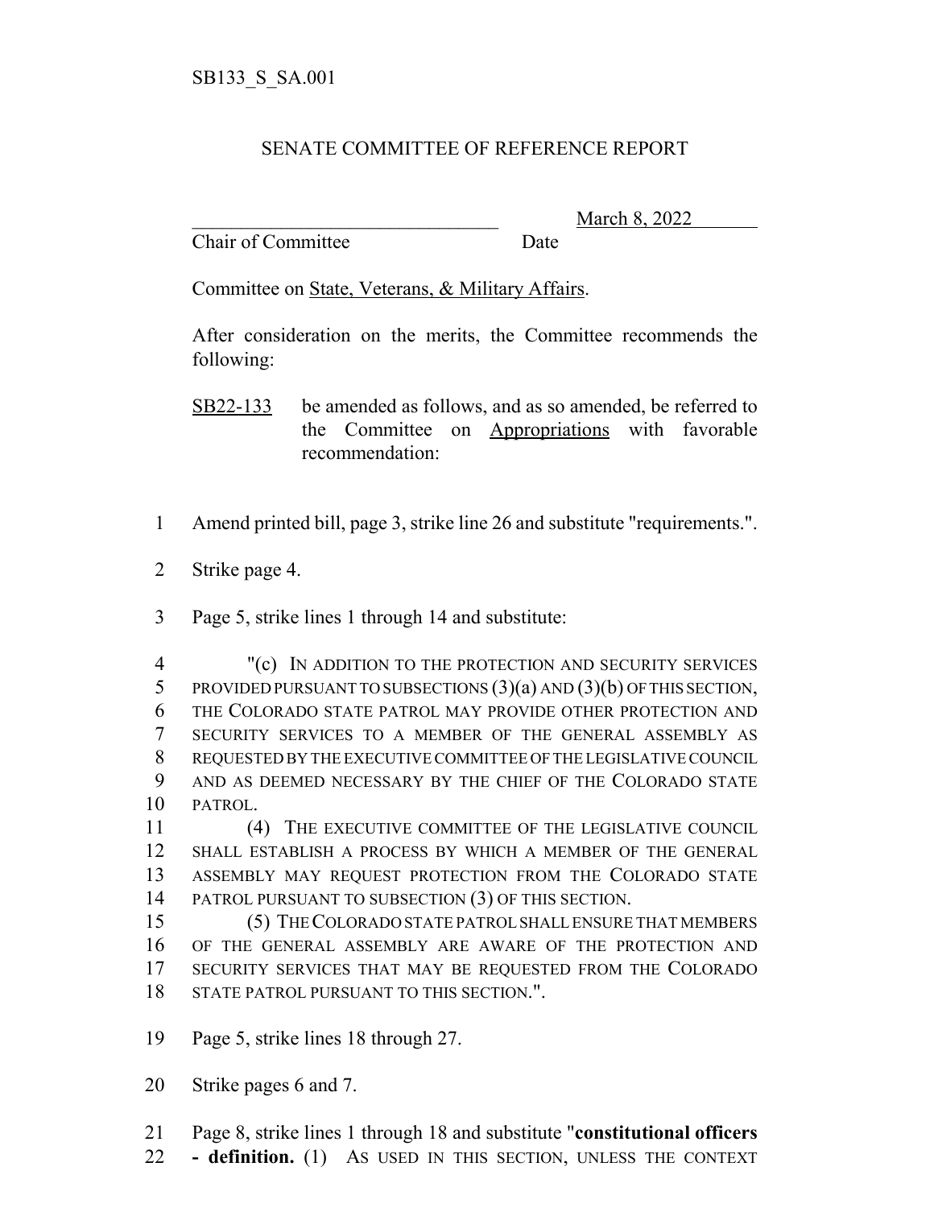SB133_S_SA.001

# SENATE COMMITTEE OF REFERENCE REPORT

________________________________ March 8, 2022
Chair of Committee Date

Committee on State, Veterans, & Military Affairs.

After consideration on the merits, the Committee recommends the following:

SB22-133 be amended as follows, and as so amended, be referred to the Committee on Appropriations with favorable recommendation:

1 Amend printed bill, page 3, strike line 26 and substitute "requirements.".

2 Strike page 4.

3 Page 5, strike lines 1 through 14 and substitute:

4 "(c) IN ADDITION TO THE PROTECTION AND SECURITY SERVICES
5 PROVIDED PURSUANT TO SUBSECTIONS (3)(a) AND (3)(b) OF THIS SECTION,
6 THE COLORADO STATE PATROL MAY PROVIDE OTHER PROTECTION AND
7 SECURITY SERVICES TO A MEMBER OF THE GENERAL ASSEMBLY AS
8 REQUESTED BY THE EXECUTIVE COMMITTEE OF THE LEGISLATIVE COUNCIL
9 AND AS DEEMED NECESSARY BY THE CHIEF OF THE COLORADO STATE
10 PATROL.
11 (4) THE EXECUTIVE COMMITTEE OF THE LEGISLATIVE COUNCIL
12 SHALL ESTABLISH A PROCESS BY WHICH A MEMBER OF THE GENERAL
13 ASSEMBLY MAY REQUEST PROTECTION FROM THE COLORADO STATE
14 PATROL PURSUANT TO SUBSECTION (3) OF THIS SECTION.
15 (5) THE COLORADO STATE PATROL SHALL ENSURE THAT MEMBERS
16 OF THE GENERAL ASSEMBLY ARE AWARE OF THE PROTECTION AND
17 SECURITY SERVICES THAT MAY BE REQUESTED FROM THE COLORADO
18 STATE PATROL PURSUANT TO THIS SECTION.".

19 Page 5, strike lines 18 through 27.

20 Strike pages 6 and 7.

21 Page 8, strike lines 1 through 18 and substitute "**constitutional officers**
22 **- definition.** (1) AS USED IN THIS SECTION, UNLESS THE CONTEXT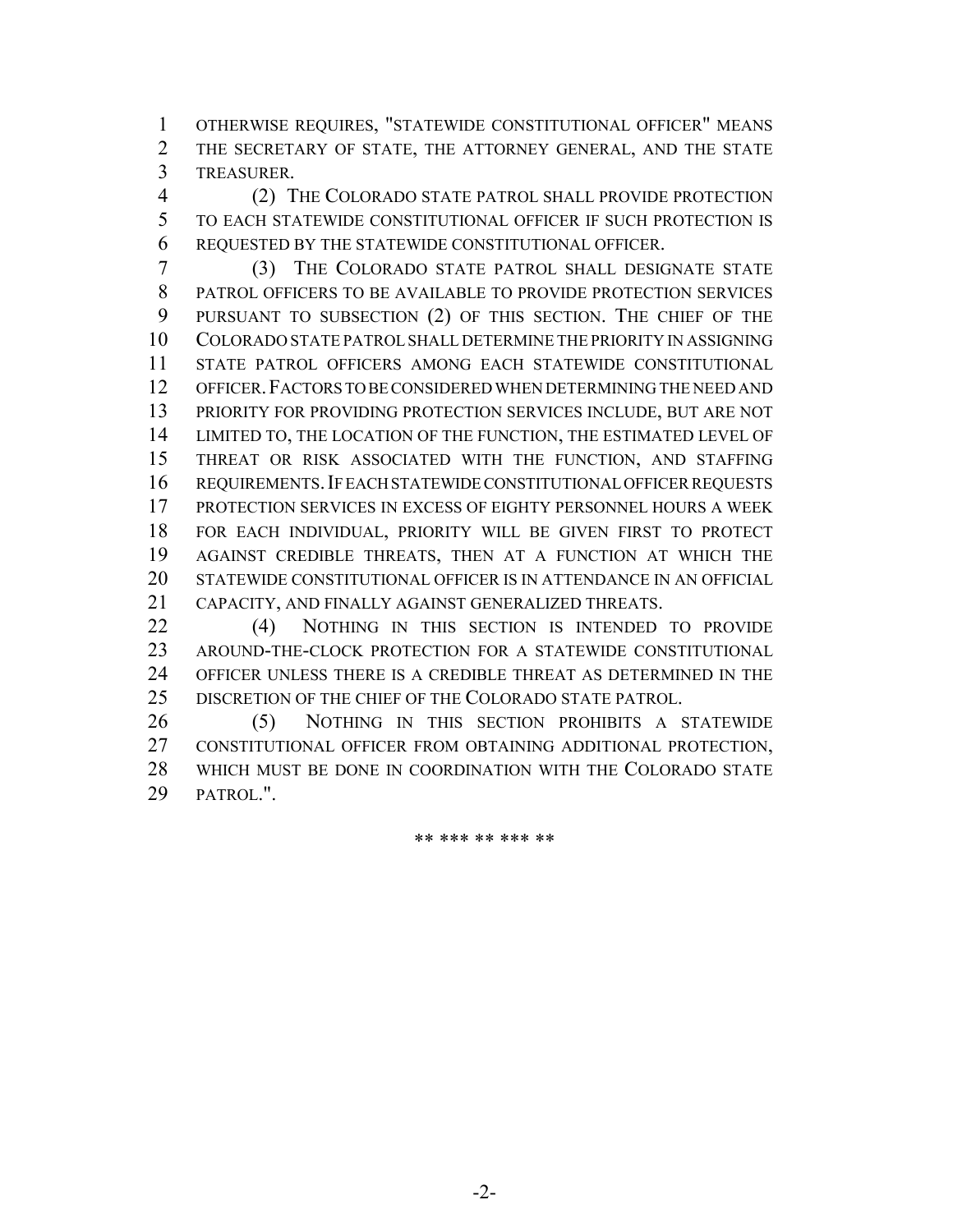OTHERWISE REQUIRES, "STATEWIDE CONSTITUTIONAL OFFICER" MEANS THE SECRETARY OF STATE, THE ATTORNEY GENERAL, AND THE STATE TREASURER.

(2) THE COLORADO STATE PATROL SHALL PROVIDE PROTECTION TO EACH STATEWIDE CONSTITUTIONAL OFFICER IF SUCH PROTECTION IS REQUESTED BY THE STATEWIDE CONSTITUTIONAL OFFICER.

(3) THE COLORADO STATE PATROL SHALL DESIGNATE STATE PATROL OFFICERS TO BE AVAILABLE TO PROVIDE PROTECTION SERVICES PURSUANT TO SUBSECTION (2) OF THIS SECTION. THE CHIEF OF THE COLORADO STATE PATROL SHALL DETERMINE THE PRIORITY IN ASSIGNING STATE PATROL OFFICERS AMONG EACH STATEWIDE CONSTITUTIONAL OFFICER. FACTORS TO BE CONSIDERED WHEN DETERMINING THE NEED AND PRIORITY FOR PROVIDING PROTECTION SERVICES INCLUDE, BUT ARE NOT LIMITED TO, THE LOCATION OF THE FUNCTION, THE ESTIMATED LEVEL OF THREAT OR RISK ASSOCIATED WITH THE FUNCTION, AND STAFFING REQUIREMENTS. IF EACH STATEWIDE CONSTITUTIONAL OFFICER REQUESTS PROTECTION SERVICES IN EXCESS OF EIGHTY PERSONNEL HOURS A WEEK FOR EACH INDIVIDUAL, PRIORITY WILL BE GIVEN FIRST TO PROTECT AGAINST CREDIBLE THREATS, THEN AT A FUNCTION AT WHICH THE STATEWIDE CONSTITUTIONAL OFFICER IS IN ATTENDANCE IN AN OFFICIAL CAPACITY, AND FINALLY AGAINST GENERALIZED THREATS.

(4) NOTHING IN THIS SECTION IS INTENDED TO PROVIDE AROUND-THE-CLOCK PROTECTION FOR A STATEWIDE CONSTITUTIONAL OFFICER UNLESS THERE IS A CREDIBLE THREAT AS DETERMINED IN THE DISCRETION OF THE CHIEF OF THE COLORADO STATE PATROL.

(5) NOTHING IN THIS SECTION PROHIBITS A STATEWIDE CONSTITUTIONAL OFFICER FROM OBTAINING ADDITIONAL PROTECTION, WHICH MUST BE DONE IN COORDINATION WITH THE COLORADO STATE PATROL.".

** *** ** *** **